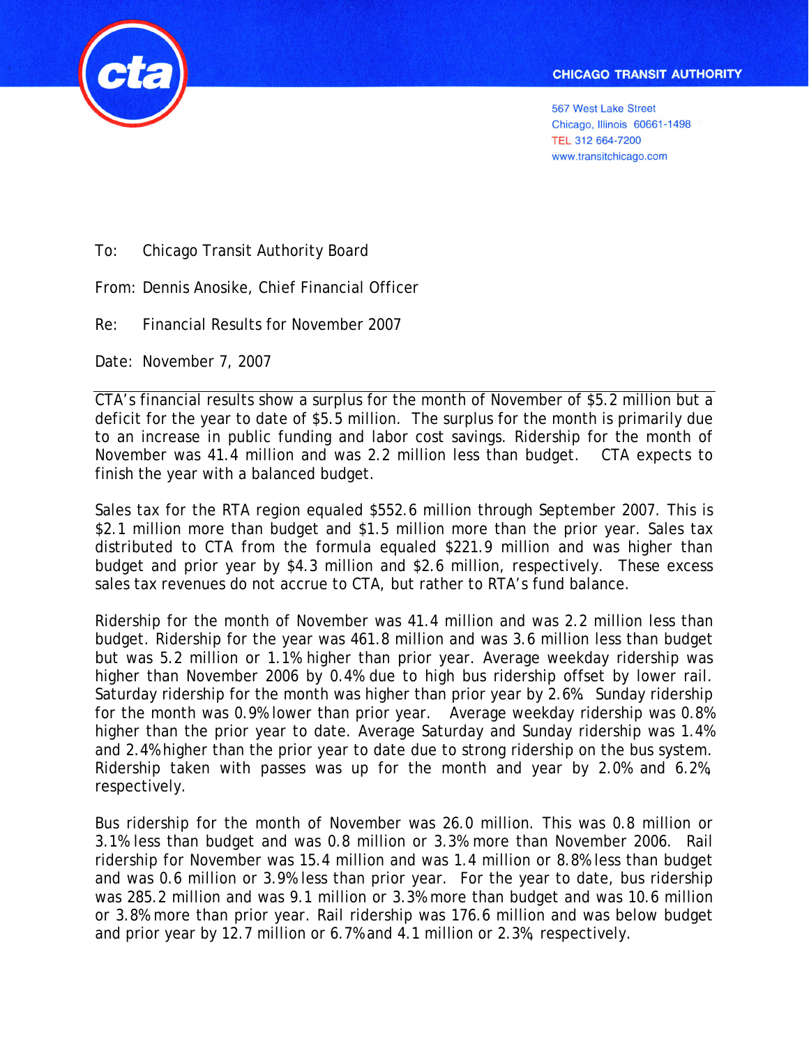CHICAGO TRANSIT AUTHORITY

567 West Lake Street
Chicago, Illinois 60661-1498
TEL 312 664-7200
www.transitchicago.com

To: Chicago Transit Authority Board

From: Dennis Anosike, Chief Financial Officer

Re: Financial Results for November 2007

Date: November 7, 2007

---

CTA's financial results show a surplus for the month of November of $5.2 million but a deficit for the year to date of $5.5 million. The surplus for the month is primarily due to an increase in public funding and labor cost savings. Ridership for the month of November was 41.4 million and was 2.2 million less than budget. CTA expects to finish the year with a balanced budget.

Sales tax for the RTA region equaled $552.6 million through September 2007. This is $2.1 million more than budget and $1.5 million more than the prior year. Sales tax distributed to CTA from the formula equaled $221.9 million and was higher than budget and prior year by $4.3 million and $2.6 million, respectively. These excess sales tax revenues do not accrue to CTA, but rather to RTA's fund balance.

Ridership for the month of November was 41.4 million and was 2.2 million less than budget. Ridership for the year was 461.8 million and was 3.6 million less than budget but was 5.2 million or 1.1% higher than prior year. Average weekday ridership was higher than November 2006 by 0.4% due to high bus ridership offset by lower rail. Saturday ridership for the month was higher than prior year by 2.6%. Sunday ridership for the month was 0.9% lower than prior year. Average weekday ridership was 0.8% higher than the prior year to date. Average Saturday and Sunday ridership was 1.4% and 2.4% higher than the prior year to date due to strong ridership on the bus system. Ridership taken with passes was up for the month and year by 2.0% and 6.2%, respectively.

Bus ridership for the month of November was 26.0 million. This was 0.8 million or 3.1% less than budget and was 0.8 million or 3.3% more than November 2006. Rail ridership for November was 15.4 million and was 1.4 million or 8.8% less than budget and was 0.6 million or 3.9% less than prior year. For the year to date, bus ridership was 285.2 million and was 9.1 million or 3.3% more than budget and was 10.6 million or 3.8% more than prior year. Rail ridership was 176.6 million and was below budget and prior year by 12.7 million or 6.7% and 4.1 million or 2.3%, respectively.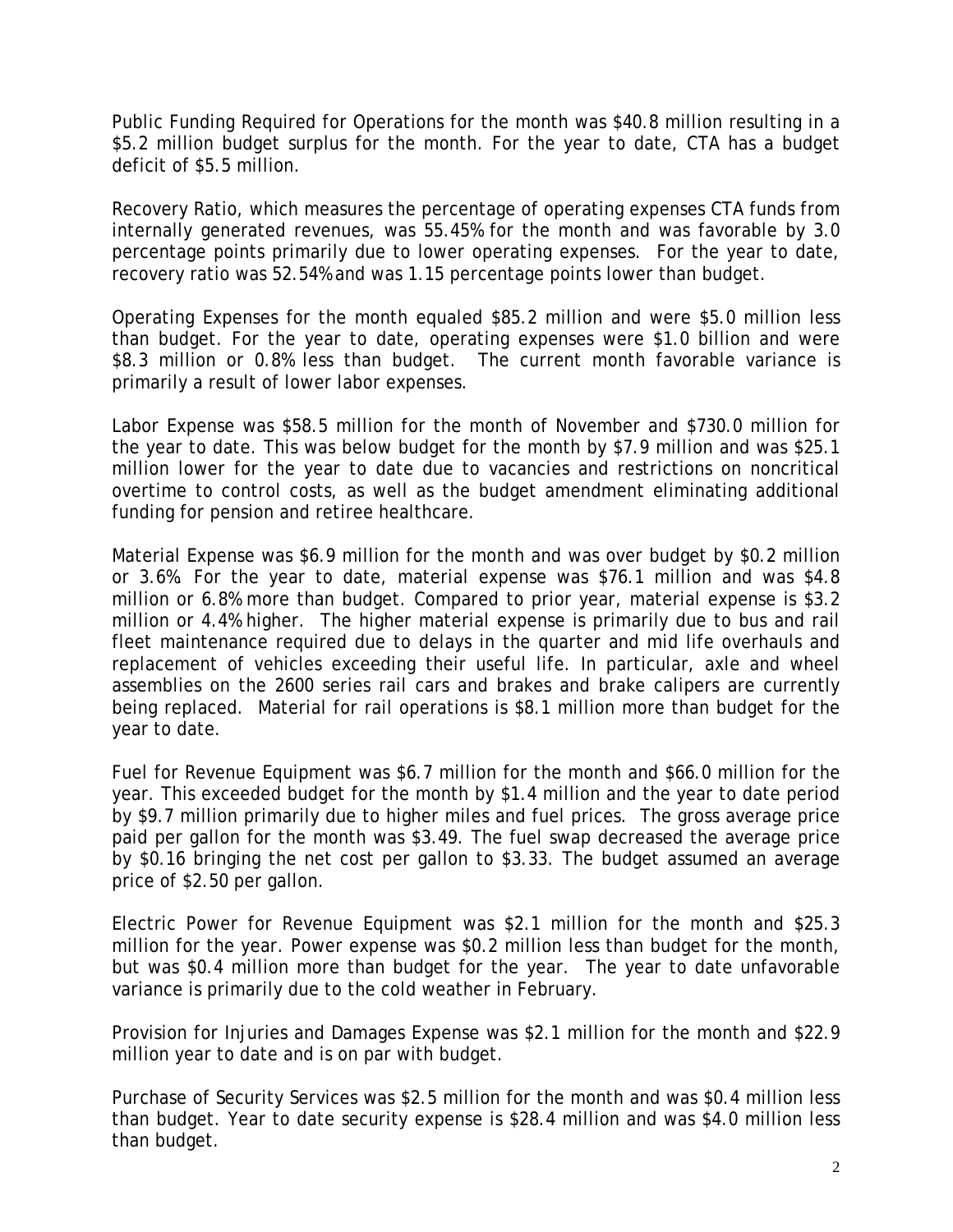Public Funding Required for Operations for the month was $40.8 million resulting in a $5.2 million budget surplus for the month. For the year to date, CTA has a budget deficit of $5.5 million.

Recovery Ratio, which measures the percentage of operating expenses CTA funds from internally generated revenues, was 55.45% for the month and was favorable by 3.0 percentage points primarily due to lower operating expenses. For the year to date, recovery ratio was 52.54% and was 1.15 percentage points lower than budget.

Operating Expenses for the month equaled $85.2 million and were $5.0 million less than budget. For the year to date, operating expenses were $1.0 billion and were $8.3 million or 0.8% less than budget. The current month favorable variance is primarily a result of lower labor expenses.

Labor Expense was $58.5 million for the month of November and $730.0 million for the year to date. This was below budget for the month by $7.9 million and was $25.1 million lower for the year to date due to vacancies and restrictions on noncritical overtime to control costs, as well as the budget amendment eliminating additional funding for pension and retiree healthcare.

Material Expense was $6.9 million for the month and was over budget by $0.2 million or 3.6%. For the year to date, material expense was $76.1 million and was $4.8 million or 6.8% more than budget. Compared to prior year, material expense is $3.2 million or 4.4% higher. The higher material expense is primarily due to bus and rail fleet maintenance required due to delays in the quarter and mid life overhauls and replacement of vehicles exceeding their useful life. In particular, axle and wheel assemblies on the 2600 series rail cars and brakes and brake calipers are currently being replaced. Material for rail operations is $8.1 million more than budget for the year to date.

Fuel for Revenue Equipment was $6.7 million for the month and $66.0 million for the year. This exceeded budget for the month by $1.4 million and the year to date period by $9.7 million primarily due to higher miles and fuel prices. The gross average price paid per gallon for the month was $3.49. The fuel swap decreased the average price by $0.16 bringing the net cost per gallon to $3.33. The budget assumed an average price of $2.50 per gallon.

Electric Power for Revenue Equipment was $2.1 million for the month and $25.3 million for the year. Power expense was $0.2 million less than budget for the month, but was $0.4 million more than budget for the year. The year to date unfavorable variance is primarily due to the cold weather in February.

Provision for Injuries and Damages Expense was $2.1 million for the month and $22.9 million year to date and is on par with budget.

Purchase of Security Services was $2.5 million for the month and was $0.4 million less than budget. Year to date security expense is $28.4 million and was $4.0 million less than budget.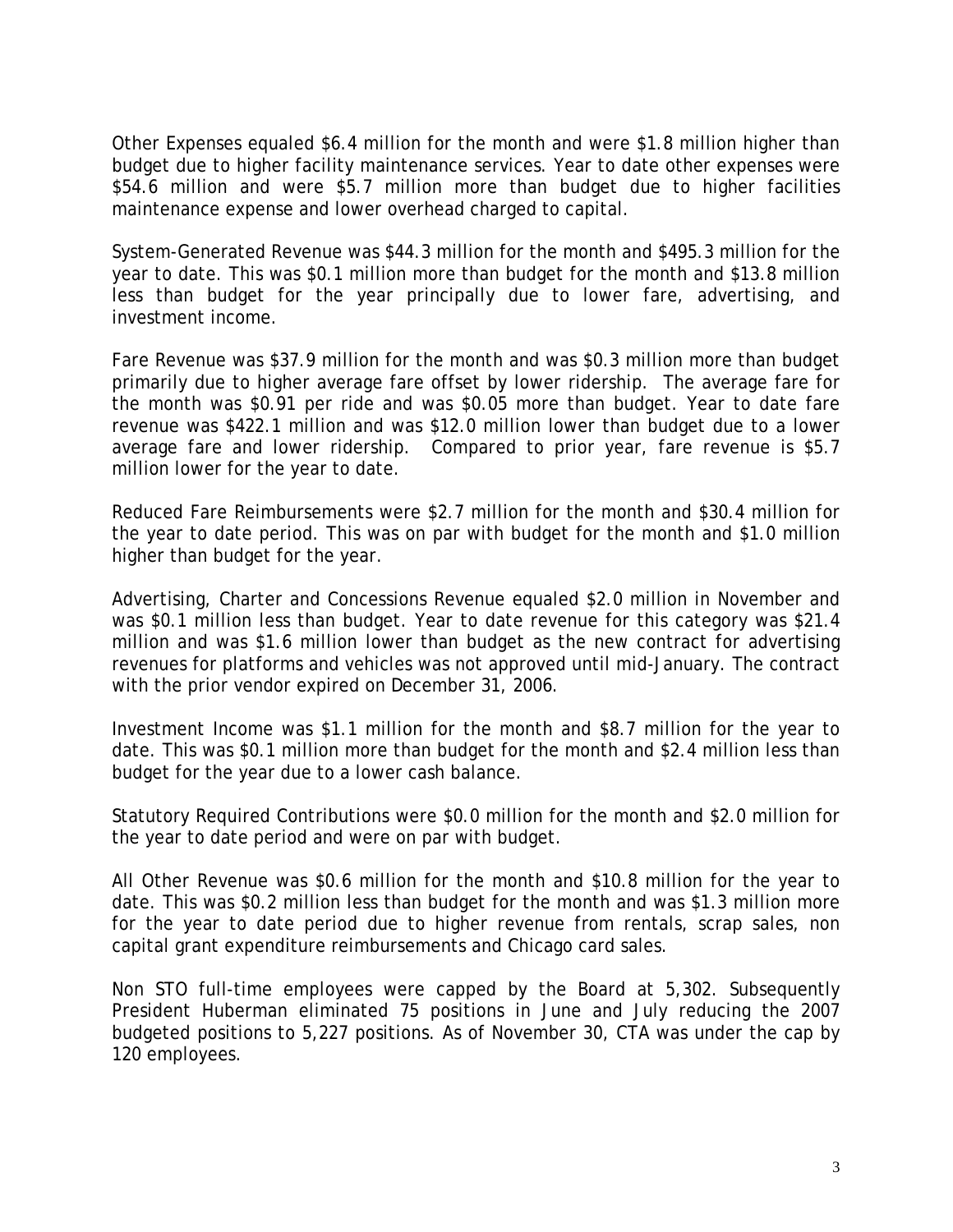Other Expenses equaled $6.4 million for the month and were $1.8 million higher than budget due to higher facility maintenance services. Year to date other expenses were $54.6 million and were $5.7 million more than budget due to higher facilities maintenance expense and lower overhead charged to capital.

System-Generated Revenue was $44.3 million for the month and $495.3 million for the year to date. This was $0.1 million more than budget for the month and $13.8 million less than budget for the year principally due to lower fare, advertising, and investment income.

Fare Revenue was $37.9 million for the month and was $0.3 million more than budget primarily due to higher average fare offset by lower ridership. The average fare for the month was $0.91 per ride and was $0.05 more than budget. Year to date fare revenue was $422.1 million and was $12.0 million lower than budget due to a lower average fare and lower ridership. Compared to prior year, fare revenue is $5.7 million lower for the year to date.

Reduced Fare Reimbursements were $2.7 million for the month and $30.4 million for the year to date period. This was on par with budget for the month and $1.0 million higher than budget for the year.

Advertising, Charter and Concessions Revenue equaled $2.0 million in November and was $0.1 million less than budget. Year to date revenue for this category was $21.4 million and was $1.6 million lower than budget as the new contract for advertising revenues for platforms and vehicles was not approved until mid-January. The contract with the prior vendor expired on December 31, 2006.

Investment Income was $1.1 million for the month and $8.7 million for the year to date. This was $0.1 million more than budget for the month and $2.4 million less than budget for the year due to a lower cash balance.

Statutory Required Contributions were $0.0 million for the month and $2.0 million for the year to date period and were on par with budget.

All Other Revenue was $0.6 million for the month and $10.8 million for the year to date. This was $0.2 million less than budget for the month and was $1.3 million more for the year to date period due to higher revenue from rentals, scrap sales, non capital grant expenditure reimbursements and Chicago card sales.

Non STO full-time employees were capped by the Board at 5,302. Subsequently President Huberman eliminated 75 positions in June and July reducing the 2007 budgeted positions to 5,227 positions. As of November 30, CTA was under the cap by 120 employees.